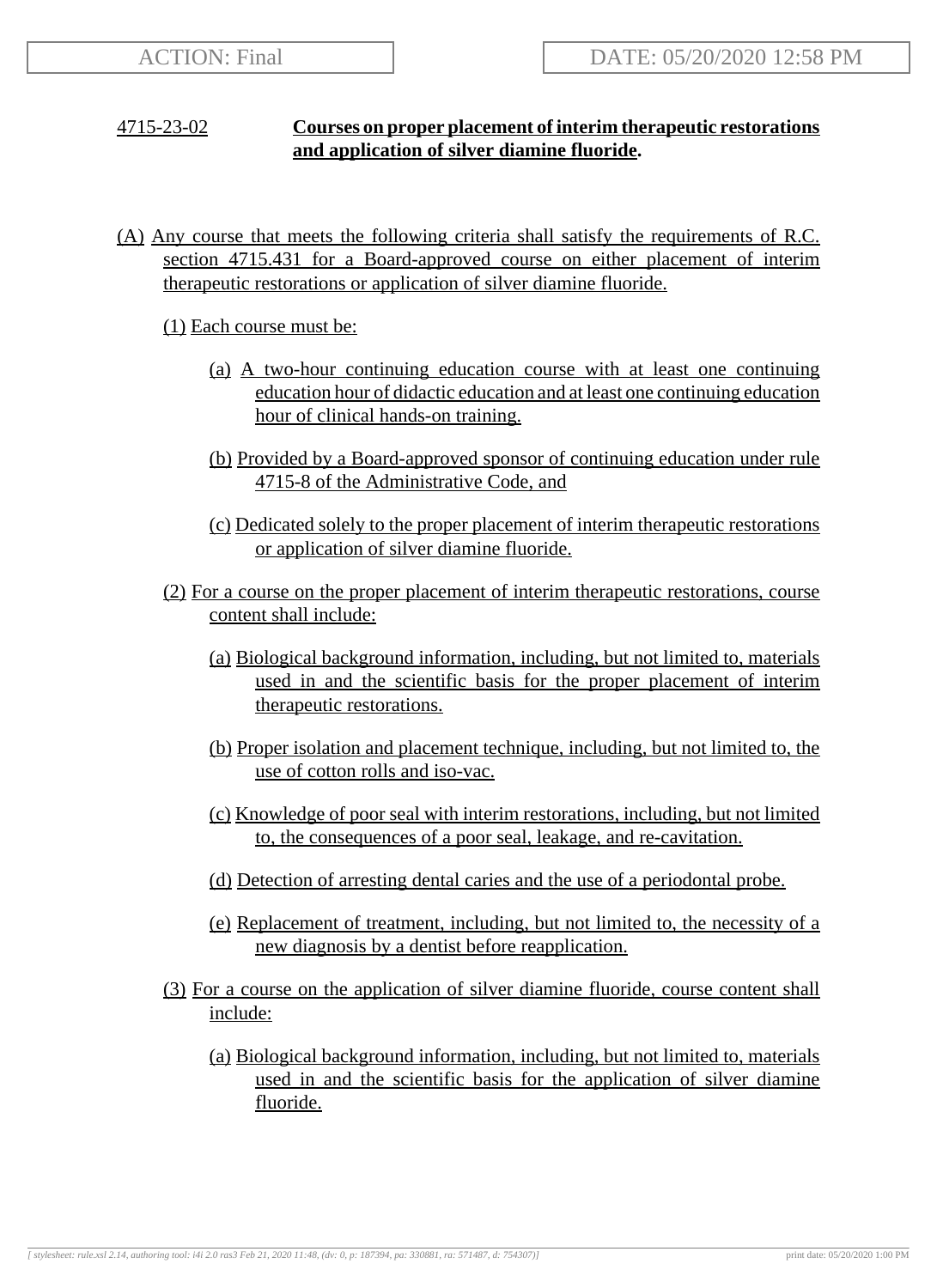ACTION: Final

DATE: 05/20/2020 12:58 PM

**4715-23-02 Courses on proper placement of interim therapeutic restorations and application of silver diamine fluoride.**

(A) Any course that meets the following criteria shall satisfy the requirements of R.C. section 4715.431 for a Board-approved course on either placement of interim therapeutic restorations or application of silver diamine fluoride.

(1) Each course must be:

(a) A two-hour continuing education course with at least one continuing education hour of didactic education and at least one continuing education hour of clinical hands-on training.

(b) Provided by a Board-approved sponsor of continuing education under rule 4715-8 of the Administrative Code, and

(c) Dedicated solely to the proper placement of interim therapeutic restorations or application of silver diamine fluoride.

(2) For a course on the proper placement of interim therapeutic restorations, course content shall include:

(a) Biological background information, including, but not limited to, materials used in and the scientific basis for the proper placement of interim therapeutic restorations.

(b) Proper isolation and placement technique, including, but not limited to, the use of cotton rolls and iso-vac.

(c) Knowledge of poor seal with interim restorations, including, but not limited to, the consequences of a poor seal, leakage, and re-cavitation.

(d) Detection of arresting dental caries and the use of a periodontal probe.

(e) Replacement of treatment, including, but not limited to, the necessity of a new diagnosis by a dentist before reapplication.

(3) For a course on the application of silver diamine fluoride, course content shall include:

(a) Biological background information, including, but not limited to, materials used in and the scientific basis for the application of silver diamine fluoride.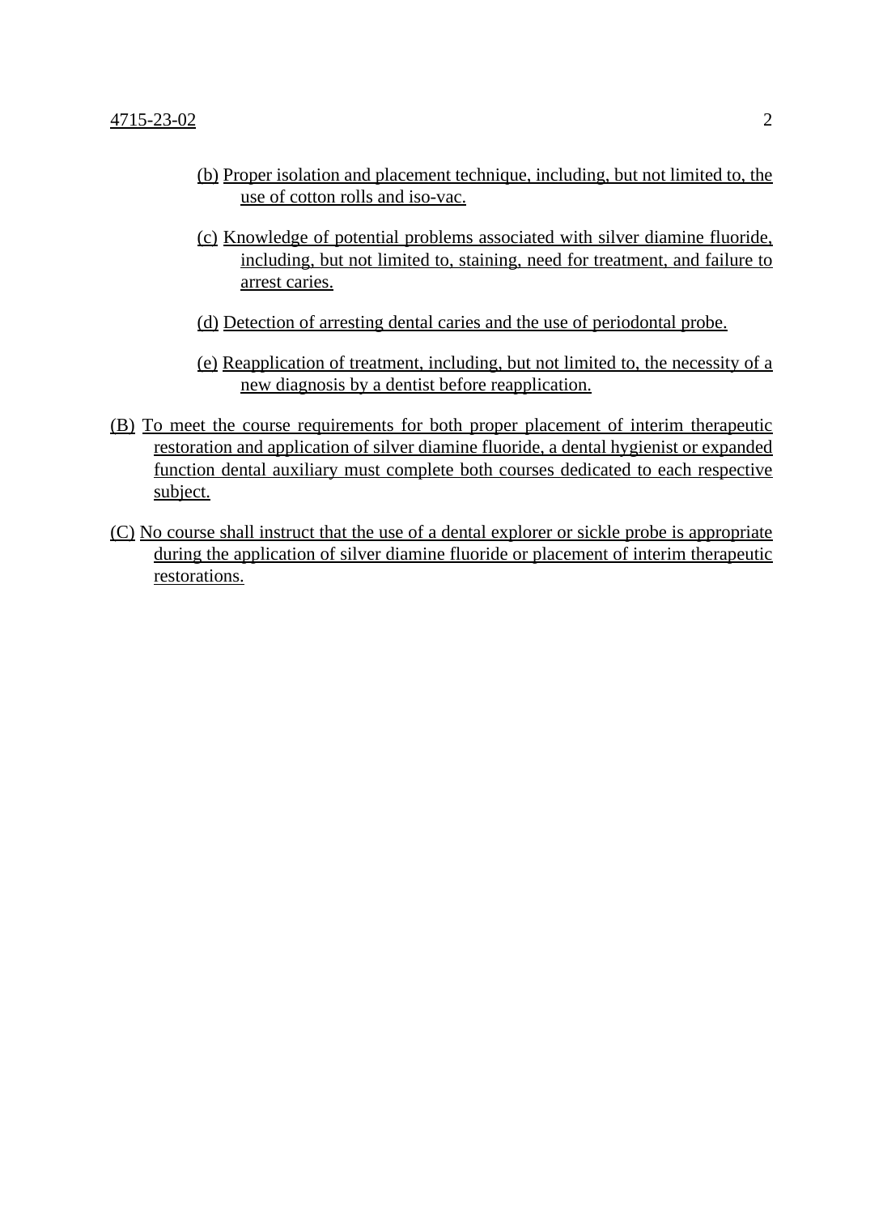(b) Proper isolation and placement technique, including, but not limited to, the use of cotton rolls and iso-vac.

(c) Knowledge of potential problems associated with silver diamine fluoride, including, but not limited to, staining, need for treatment, and failure to arrest caries.

(d) Detection of arresting dental caries and the use of periodontal probe.

(e) Reapplication of treatment, including, but not limited to, the necessity of a new diagnosis by a dentist before reapplication.

(B) To meet the course requirements for both proper placement of interim therapeutic restoration and application of silver diamine fluoride, a dental hygienist or expanded function dental auxiliary must complete both courses dedicated to each respective subject.

(C) No course shall instruct that the use of a dental explorer or sickle probe is appropriate during the application of silver diamine fluoride or placement of interim therapeutic restorations.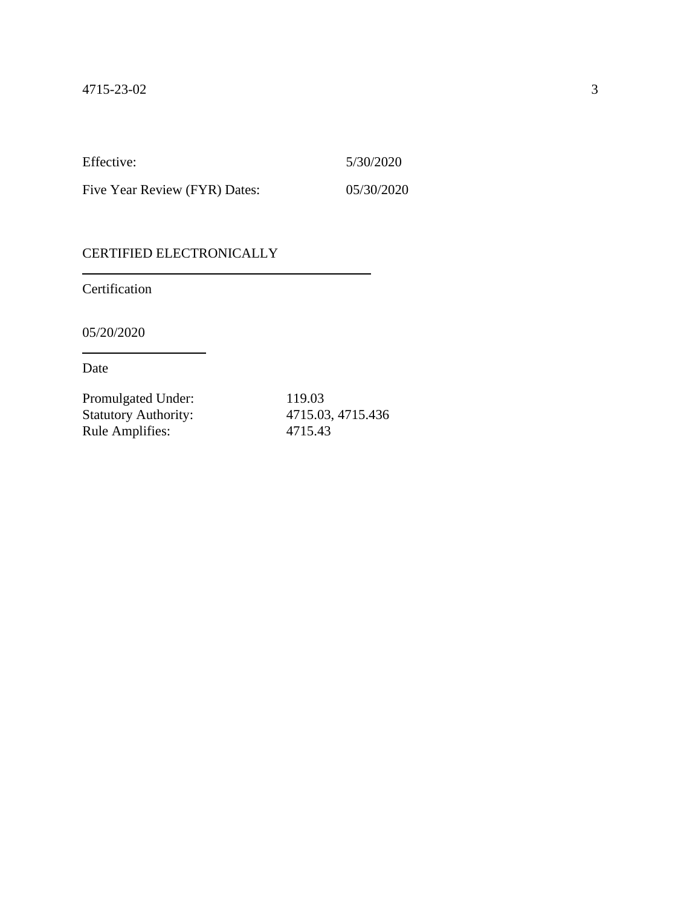| | |
|---|---|
| Effective: | 5/30/2020 |
| Five Year Review (FYR) Dates: | 05/30/2020 |

CERTIFIED ELECTRONICALLY

Certification

05/20/2020

Date

| | |
|---|---|
| Promulgated Under: | 119.03 |
| Statutory Authority: | 4715.03, 4715.436 |
| Rule Amplifies: | 4715.43 |